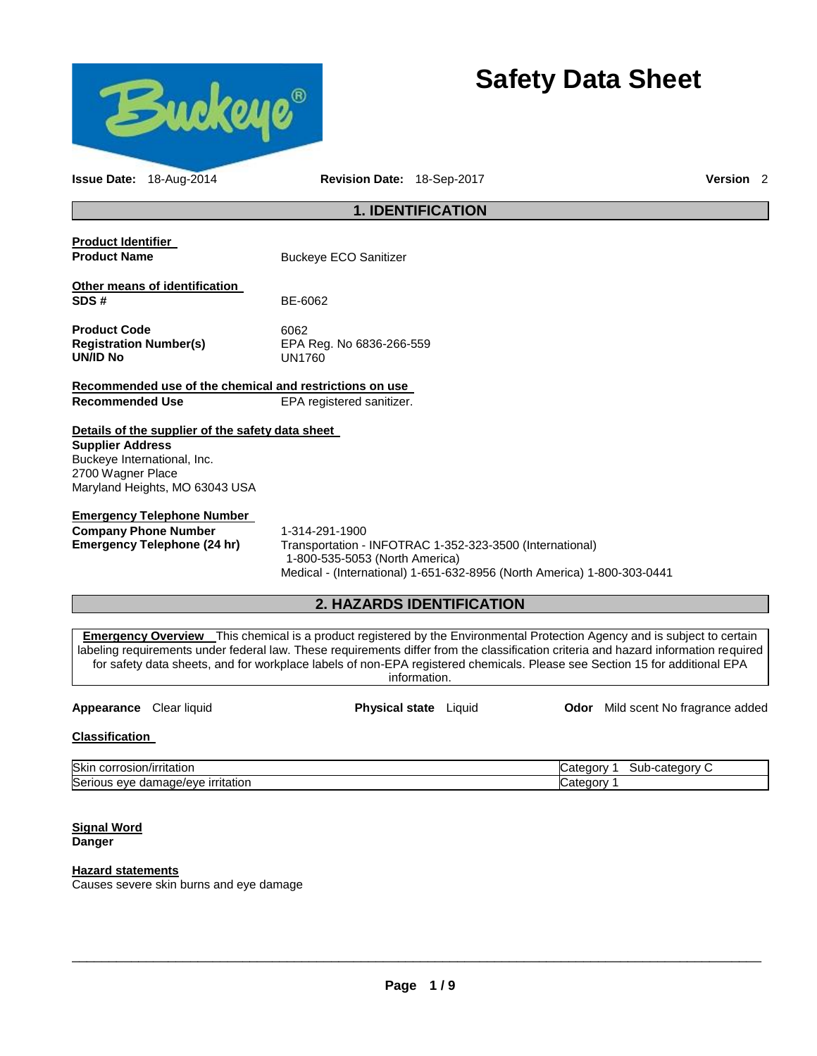# Safety Data Sheet

**Issue Date:** 18-Aug-2014 **Revision Date:** 18-Sep-2017 **Version** 2

## 1. IDENTIFICATION

**Product Identifier**

**Product Name** Buckeye ECO Sanitizer

**Other means of identification**

**SDS #** BE-6062

**Product Code** 6062
**Registration Number(s)** EPA Reg. No 6836-266-559
**UN/ID No** UN1760

**Recommended use of the chemical and restrictions on use**

**Recommended Use** EPA registered sanitizer.

**Details of the supplier of the safety data sheet**

**Supplier Address**
Buckeye International, Inc.
2700 Wagner Place
Maryland Heights, MO 63043 USA

**Emergency Telephone Number**

**Company Phone Number** 1-314-291-1900
**Emergency Telephone (24 hr)** Transportation - INFOTRAC 1-352-323-3500 (International)
1-800-535-5053 (North America)
Medical - (International) 1-651-632-8956 (North America) 1-800-303-0441

## 2. HAZARDS IDENTIFICATION

**Emergency Overview** This chemical is a product registered by the Environmental Protection Agency and is subject to certain labeling requirements under federal law. These requirements differ from the classification criteria and hazard information required for safety data sheets, and for workplace labels of non-EPA registered chemicals. Please see Section 15 for additional EPA information.

**Appearance** Clear liquid **Physical state** Liquid **Odor** Mild scent No fragrance added

**Classification**

| | |
|---|---|
| Skin corrosion/irritation | Category 1 Sub-category C |
| Serious eye damage/eye irritation | Category 1 |

**Signal Word**
**Danger**

**Hazard statements**
Causes severe skin burns and eye damage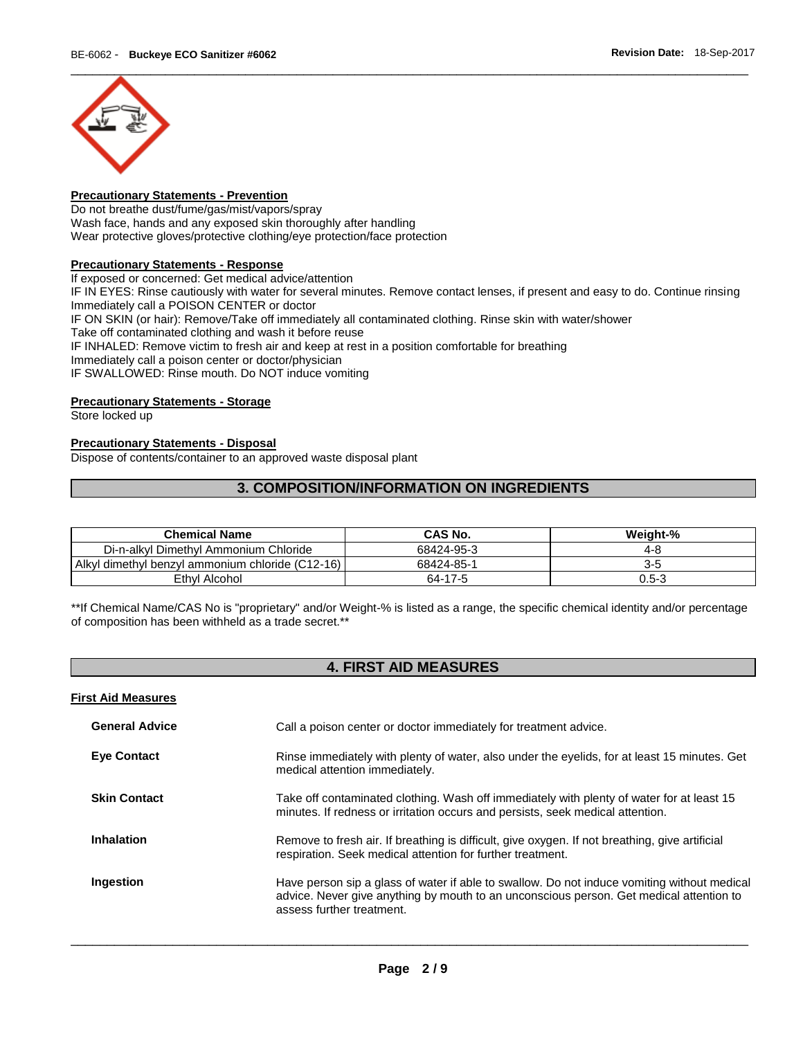**Precautionary Statements - Prevention**

Do not breathe dust/fume/gas/mist/vapors/spray
Wash face, hands and any exposed skin thoroughly after handling
Wear protective gloves/protective clothing/eye protection/face protection

**Precautionary Statements - Response**

If exposed or concerned: Get medical advice/attention
IF IN EYES: Rinse cautiously with water for several minutes. Remove contact lenses, if present and easy to do. Continue rinsing
Immediately call a POISON CENTER or doctor
IF ON SKIN (or hair): Remove/Take off immediately all contaminated clothing. Rinse skin with water/shower
Take off contaminated clothing and wash it before reuse
IF INHALED: Remove victim to fresh air and keep at rest in a position comfortable for breathing
Immediately call a poison center or doctor/physician
IF SWALLOWED: Rinse mouth. Do NOT induce vomiting

**Precautionary Statements - Storage**

Store locked up

**Precautionary Statements - Disposal**

Dispose of contents/container to an approved waste disposal plant

## 3. COMPOSITION/INFORMATION ON INGREDIENTS

| Chemical Name | CAS No. | Weight-% |
|---|---|---|
| Di-n-alkyl Dimethyl Ammonium Chloride | 68424-95-3 | 4-8 |
| Alkyl dimethyl benzyl ammonium chloride (C12-16) | 68424-85-1 | 3-5 |
| Ethyl Alcohol | 64-17-5 | 0.5-3 |

**If Chemical Name/CAS No is "proprietary" and/or Weight-% is listed as a range, the specific chemical identity and/or percentage of composition has been withheld as a trade secret.**

## 4. FIRST AID MEASURES

**First Aid Measures**

**General Advice** Call a poison center or doctor immediately for treatment advice.

**Eye Contact** Rinse immediately with plenty of water, also under the eyelids, for at least 15 minutes. Get medical attention immediately.

**Skin Contact** Take off contaminated clothing. Wash off immediately with plenty of water for at least 15 minutes. If redness or irritation occurs and persists, seek medical attention.

**Inhalation** Remove to fresh air. If breathing is difficult, give oxygen. If not breathing, give artificial respiration. Seek medical attention for further treatment.

**Ingestion** Have person sip a glass of water if able to swallow. Do not induce vomiting without medical advice. Never give anything by mouth to an unconscious person. Get medical attention to assess further treatment.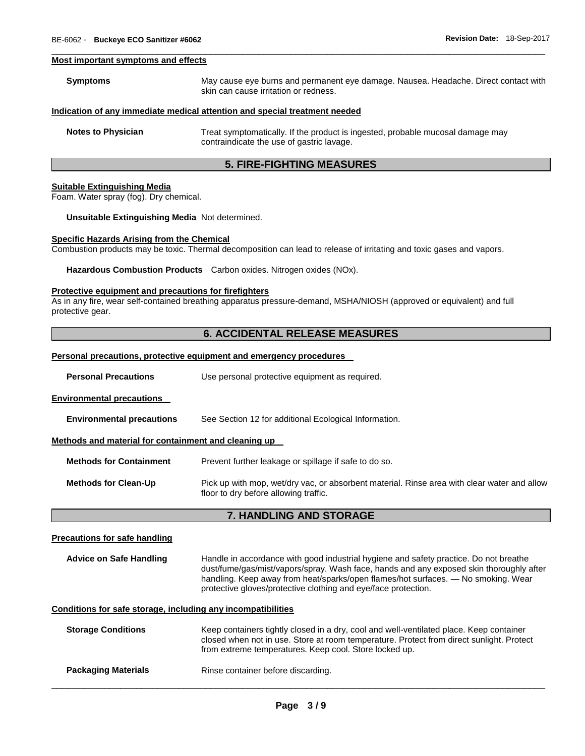#### Most important symptoms and effects

**Symptoms** May cause eye burns and permanent eye damage. Nausea. Headache. Direct contact with skin can cause irritation or redness.

#### Indication of any immediate medical attention and special treatment needed

**Notes to Physician** Treat symptomatically. If the product is ingested, probable mucosal damage may contraindicate the use of gastric lavage.

## 5. FIRE-FIGHTING MEASURES

#### Suitable Extinguishing Media

Foam. Water spray (fog). Dry chemical.

**Unsuitable Extinguishing Media** Not determined.

#### Specific Hazards Arising from the Chemical

Combustion products may be toxic. Thermal decomposition can lead to release of irritating and toxic gases and vapors.

**Hazardous Combustion Products** Carbon oxides. Nitrogen oxides (NOx).

#### Protective equipment and precautions for firefighters

As in any fire, wear self-contained breathing apparatus pressure-demand, MSHA/NIOSH (approved or equivalent) and full protective gear.

## 6. ACCIDENTAL RELEASE MEASURES

#### Personal precautions, protective equipment and emergency procedures

**Personal Precautions** Use personal protective equipment as required.

#### Environmental precautions

**Environmental precautions** See Section 12 for additional Ecological Information.

#### Methods and material for containment and cleaning up

**Methods for Containment** Prevent further leakage or spillage if safe to do so.

**Methods for Clean-Up** Pick up with mop, wet/dry vac, or absorbent material. Rinse area with clear water and allow floor to dry before allowing traffic.

## 7. HANDLING AND STORAGE

#### Precautions for safe handling

**Advice on Safe Handling** Handle in accordance with good industrial hygiene and safety practice. Do not breathe dust/fume/gas/mist/vapors/spray. Wash face, hands and any exposed skin thoroughly after handling. Keep away from heat/sparks/open flames/hot surfaces. — No smoking. Wear protective gloves/protective clothing and eye/face protection.

#### Conditions for safe storage, including any incompatibilities

**Storage Conditions** Keep containers tightly closed in a dry, cool and well-ventilated place. Keep container closed when not in use. Store at room temperature. Protect from direct sunlight. Protect from extreme temperatures. Keep cool. Store locked up.

**Packaging Materials** Rinse container before discarding.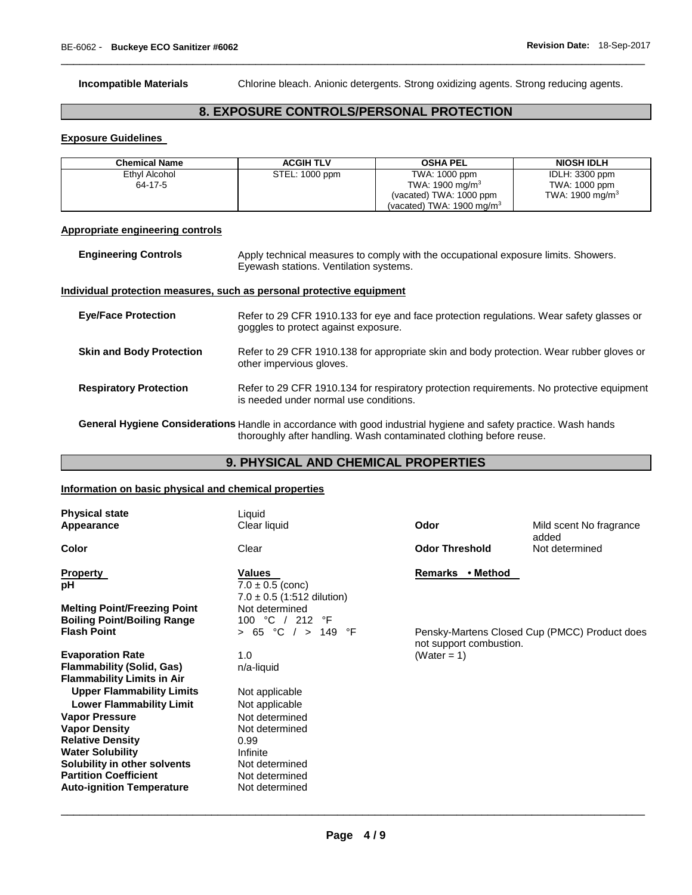**Incompatible Materials** Chlorine bleach. Anionic detergents. Strong oxidizing agents. Strong reducing agents.

## 8. EXPOSURE CONTROLS/PERSONAL PROTECTION

### Exposure Guidelines

| Chemical Name | ACGIH TLV | OSHA PEL | NIOSH IDLH |
|---|---|---|---|
| Ethyl Alcohol<br>64-17-5 | STEL: 1000 ppm | TWA: 1000 ppm<br>TWA: 1900 mg/m$^3$<br>(vacated) TWA: 1000 ppm<br>(vacated) TWA: 1900 mg/m$^3$ | IDLH: 3300 ppm<br>TWA: 1000 ppm<br>TWA: 1900 mg/m$^3$ |

### Appropriate engineering controls

**Engineering Controls** Apply technical measures to comply with the occupational exposure limits. Showers. Eyewash stations. Ventilation systems.

### Individual protection measures, such as personal protective equipment

**Eye/Face Protection** Refer to 29 CFR 1910.133 for eye and face protection regulations. Wear safety glasses or goggles to protect against exposure.

**Skin and Body Protection** Refer to 29 CFR 1910.138 for appropriate skin and body protection. Wear rubber gloves or other impervious gloves.

**Respiratory Protection** Refer to 29 CFR 1910.134 for respiratory protection requirements. No protective equipment is needed under normal use conditions.

**General Hygiene Considerations** Handle in accordance with good industrial hygiene and safety practice. Wash hands thoroughly after handling. Wash contaminated clothing before reuse.

## 9. PHYSICAL AND CHEMICAL PROPERTIES

### Information on basic physical and chemical properties

**Physical state** Liquid
**Appearance** Clear liquid
**Odor** Mild scent No fragrance added
**Color** Clear
**Odor Threshold** Not determined

| Property | Values | Remarks • Method |
|---|---|---|
| **pH** | 7.0 ± 0.5 (conc)<br>7.0 ± 0.5 (1:512 dilution) | |
| **Melting Point/Freezing Point** | Not determined | |
| **Boiling Point/Boiling Range** | 100 °C / 212 °F | |
| **Flash Point** | > 65 °C / > 149 °F | Pensky-Martens Closed Cup (PMCC) Product does not support combustion. |
| **Evaporation Rate** | 1.0 | (Water = 1) |
| **Flammability (Solid, Gas)** | n/a-liquid | |
| **Flammability Limits in Air** | | |
| **Upper Flammability Limits** | Not applicable | |
| **Lower Flammability Limit** | Not applicable | |
| **Vapor Pressure** | Not determined | |
| **Vapor Density** | Not determined | |
| **Relative Density** | 0.99 | |
| **Water Solubility** | Infinite | |
| **Solubility in other solvents** | Not determined | |
| **Partition Coefficient** | Not determined | |
| **Auto-ignition Temperature** | Not determined | |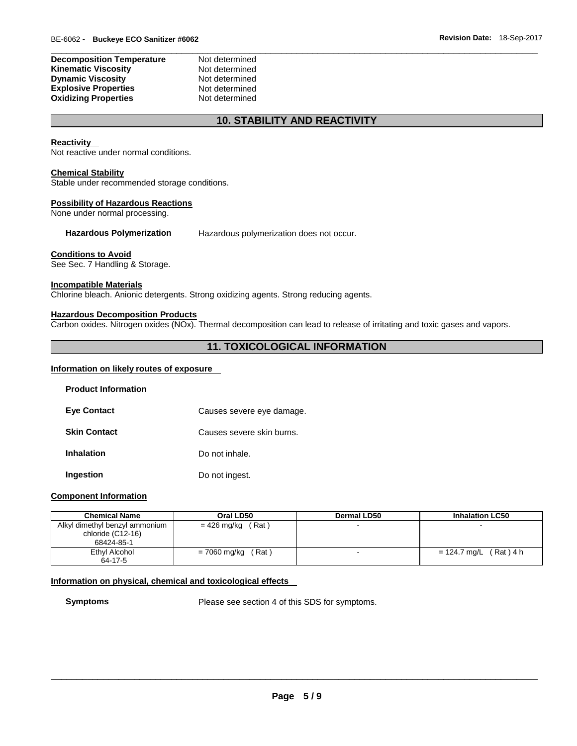| | |
|---|---|
| **Decomposition Temperature** | Not determined |
| **Kinematic Viscosity** | Not determined |
| **Dynamic Viscosity** | Not determined |
| **Explosive Properties** | Not determined |
| **Oxidizing Properties** | Not determined |

## 10. STABILITY AND REACTIVITY

**Reactivity**

Not reactive under normal conditions.

**Chemical Stability**

Stable under recommended storage conditions.

**Possibility of Hazardous Reactions**

None under normal processing.

**Hazardous Polymerization** Hazardous polymerization does not occur.

**Conditions to Avoid**

See Sec. 7 Handling & Storage.

**Incompatible Materials**

Chlorine bleach. Anionic detergents. Strong oxidizing agents. Strong reducing agents.

**Hazardous Decomposition Products**

Carbon oxides. Nitrogen oxides (NOx). Thermal decomposition can lead to release of irritating and toxic gases and vapors.

## 11. TOXICOLOGICAL INFORMATION

**Information on likely routes of exposure**

**Product Information**

**Eye Contact** Causes severe eye damage.

**Skin Contact** Causes severe skin burns.

**Inhalation** Do not inhale.

**Ingestion** Do not ingest.

**Component Information**

| Chemical Name | Oral LD50 | Dermal LD50 | Inhalation LC50 |
|---|---|---|---|
| Alkyl dimethyl benzyl ammonium chloride (C12-16) 68424-85-1 | = 426 mg/kg ( Rat ) | - | - |
| Ethyl Alcohol 64-17-5 | = 7060 mg/kg ( Rat ) | - | = 124.7 mg/L ( Rat ) 4 h |

**Information on physical, chemical and toxicological effects**

**Symptoms** Please see section 4 of this SDS for symptoms.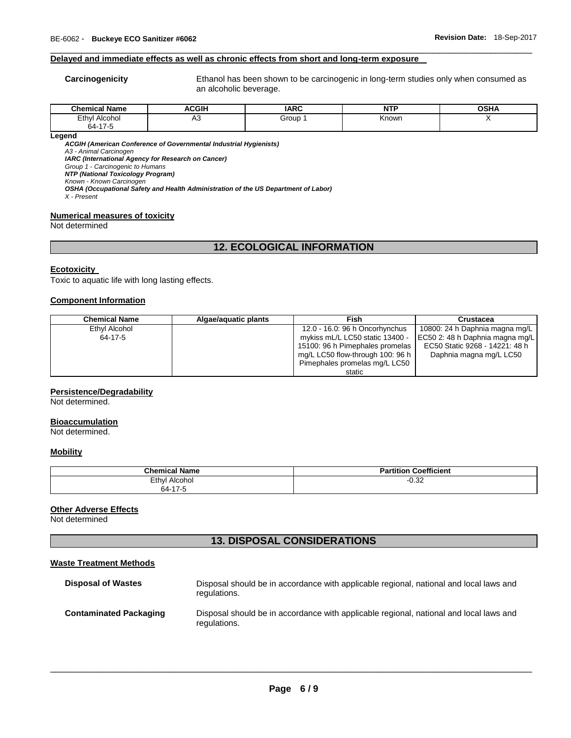#### Delayed and immediate effects as well as chronic effects from short and long-term exposure

**Carcinogenicity** Ethanol has been shown to be carcinogenic in long-term studies only when consumed as an alcoholic beverage.

| Chemical Name | ACGIH | IARC | NTP | OSHA |
|---|---|---|---|---|
| Ethyl Alcohol 64-17-5 | A3 | Group 1 | Known | X |

**Legend**

***ACGIH (American Conference of Governmental Industrial Hygienists)***
*A3 - Animal Carcinogen*
***IARC (International Agency for Research on Cancer)***
*Group 1 - Carcinogenic to Humans*
***NTP (National Toxicology Program)***
*Known - Known Carcinogen*
***OSHA (Occupational Safety and Health Administration of the US Department of Labor)***
*X - Present*

#### Numerical measures of toxicity

Not determined

## 12. ECOLOGICAL INFORMATION

#### Ecotoxicity

Toxic to aquatic life with long lasting effects.

#### Component Information

| Chemical Name | Algae/aquatic plants | Fish | Crustacea |
|---|---|---|---|
| Ethyl Alcohol 64-17-5 | | 12.0 - 16.0: 96 h Oncorhynchus mykiss mL/L LC50 static 13400 - 15100: 96 h Pimephales promelas mg/L LC50 flow-through 100: 96 h Pimephales promelas mg/L LC50 static | 10800: 24 h Daphnia magna mg/L EC50 2: 48 h Daphnia magna mg/L EC50 Static 9268 - 14221: 48 h Daphnia magna mg/L LC50 |

#### Persistence/Degradability

Not determined.

#### Bioaccumulation

Not determined.

#### Mobility

| Chemical Name | Partition Coefficient |
|---|---|
| Ethyl Alcohol 64-17-5 | -0.32 |

#### Other Adverse Effects

Not determined

## 13. DISPOSAL CONSIDERATIONS

#### Waste Treatment Methods

**Disposal of Wastes** Disposal should be in accordance with applicable regional, national and local laws and regulations.

**Contaminated Packaging** Disposal should be in accordance with applicable regional, national and local laws and regulations.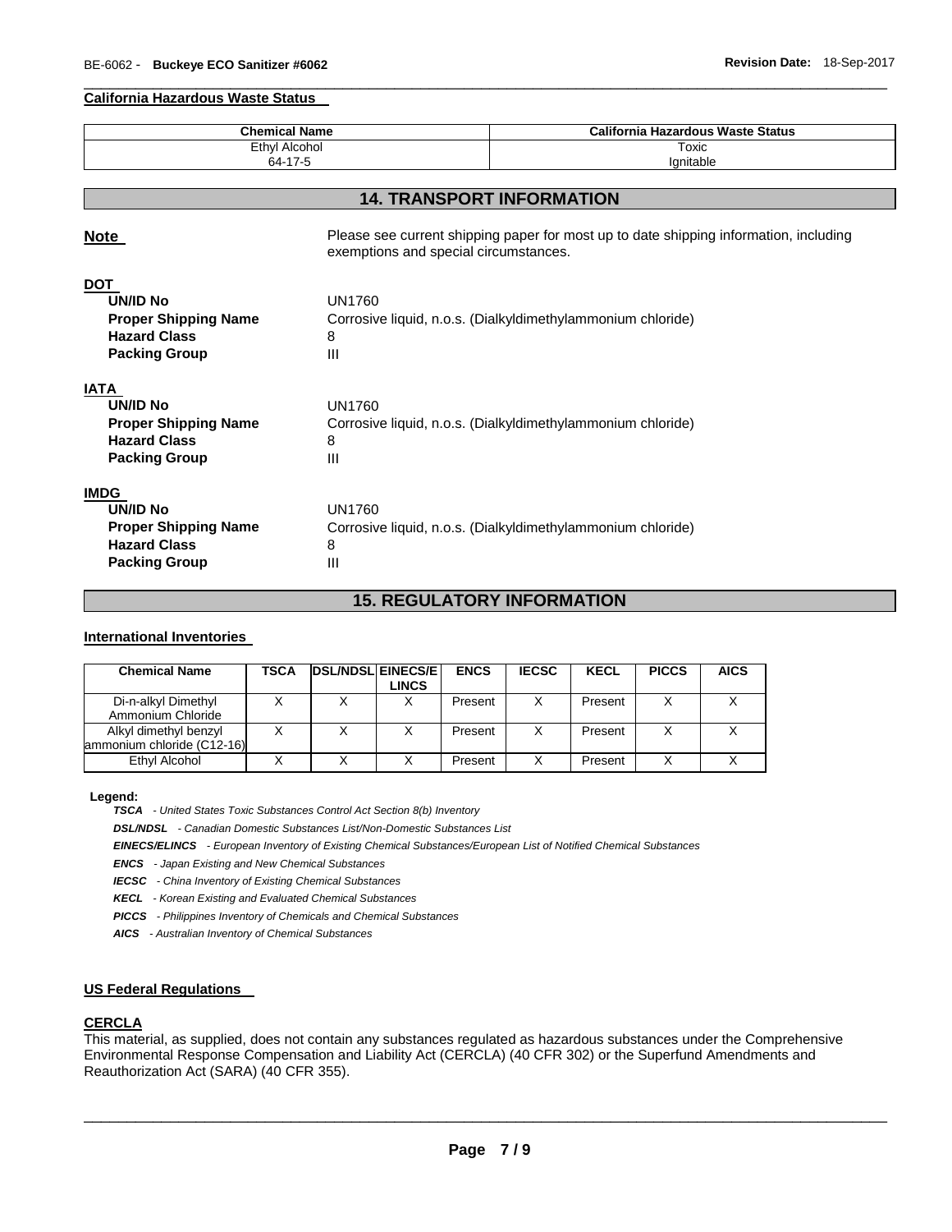#### California Hazardous Waste Status

| Chemical Name | California Hazardous Waste Status |
| --- | --- |
| Ethyl Alcohol<br>64-17-5 | Toxic<br>Ignitable |

## 14. TRANSPORT INFORMATION

**Note** Please see current shipping paper for most up to date shipping information, including exemptions and special circumstances.

**DOT**

**UN/ID No** UN1760
**Proper Shipping Name** Corrosive liquid, n.o.s. (Dialkyldimethylammonium chloride)
**Hazard Class** 8
**Packing Group** III

**IATA**

**UN/ID No** UN1760
**Proper Shipping Name** Corrosive liquid, n.o.s. (Dialkyldimethylammonium chloride)
**Hazard Class** 8
**Packing Group** III

**IMDG**

**UN/ID No** UN1760
**Proper Shipping Name** Corrosive liquid, n.o.s. (Dialkyldimethylammonium chloride)
**Hazard Class** 8
**Packing Group** III

## 15. REGULATORY INFORMATION

#### International Inventories

| Chemical Name | TSCA | DSL/NDSL | EINECS/ELINCS | ENCS | IECSC | KECL | PICCS | AICS |
| --- | --- | --- | --- | --- | --- | --- | --- | --- |
| Di-n-alkyl Dimethyl Ammonium Chloride | X | X | X | Present | X | Present | X | X |
| Alkyl dimethyl benzyl ammonium chloride (C12-16) | X | X | X | Present | X | Present | X | X |
| Ethyl Alcohol | X | X | X | Present | X | Present | X | X |

**Legend:**

***TSCA*** *- United States Toxic Substances Control Act Section 8(b) Inventory*

***DSL/NDSL*** *- Canadian Domestic Substances List/Non-Domestic Substances List*

***EINECS/ELINCS*** *- European Inventory of Existing Chemical Substances/European List of Notified Chemical Substances*

***ENCS*** *- Japan Existing and New Chemical Substances*

***IECSC*** *- China Inventory of Existing Chemical Substances*

***KECL*** *- Korean Existing and Evaluated Chemical Substances*

***PICCS*** *- Philippines Inventory of Chemicals and Chemical Substances*

***AICS*** *- Australian Inventory of Chemical Substances*

#### US Federal Regulations

#### CERCLA

This material, as supplied, does not contain any substances regulated as hazardous substances under the Comprehensive Environmental Response Compensation and Liability Act (CERCLA) (40 CFR 302) or the Superfund Amendments and Reauthorization Act (SARA) (40 CFR 355).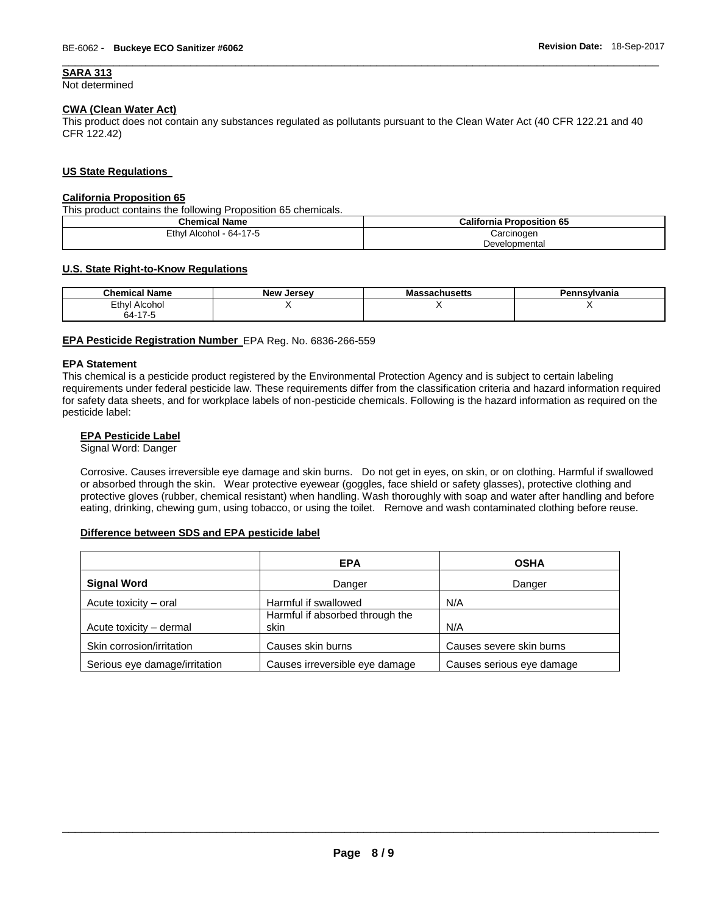## SARA 313

Not determined

### CWA (Clean Water Act)

This product does not contain any substances regulated as pollutants pursuant to the Clean Water Act (40 CFR 122.21 and 40 CFR 122.42)

## US State Regulations

### California Proposition 65

This product contains the following Proposition 65 chemicals.

| Chemical Name | California Proposition 65 |
|---|---|
| Ethyl Alcohol - 64-17-5 | Carcinogen<br>Developmental |

### U.S. State Right-to-Know Regulations

| Chemical Name | New Jersey | Massachusetts | Pennsylvania |
|---|---|---|---|
| Ethyl Alcohol<br>64-17-5 | X | X | X |

**EPA Pesticide Registration Number** EPA Reg. No. 6836-266-559

### EPA Statement

This chemical is a pesticide product registered by the Environmental Protection Agency and is subject to certain labeling requirements under federal pesticide law. These requirements differ from the classification criteria and hazard information required for safety data sheets, and for workplace labels of non-pesticide chemicals. Following is the hazard information as required on the pesticide label:

#### EPA Pesticide Label

Signal Word: Danger

Corrosive. Causes irreversible eye damage and skin burns. Do not get in eyes, on skin, or on clothing. Harmful if swallowed or absorbed through the skin. Wear protective eyewear (goggles, face shield or safety glasses), protective clothing and protective gloves (rubber, chemical resistant) when handling. Wash thoroughly with soap and water after handling and before eating, drinking, chewing gum, using tobacco, or using the toilet. Remove and wash contaminated clothing before reuse.

### Difference between SDS and EPA pesticide label

| | EPA | OSHA |
|---|---|---|
| **Signal Word** | Danger | Danger |
| Acute toxicity – oral | Harmful if swallowed | N/A |
| Acute toxicity – dermal | Harmful if absorbed through the skin | N/A |
| Skin corrosion/irritation | Causes skin burns | Causes severe skin burns |
| Serious eye damage/irritation | Causes irreversible eye damage | Causes serious eye damage |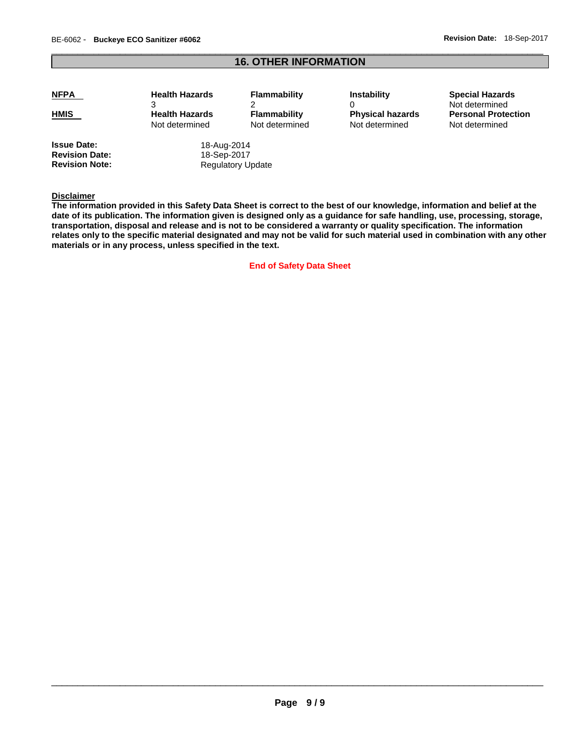## 16. OTHER INFORMATION

| | | | | |
|---|---|---|---|---|
| **NFPA** | **Health Hazards** 3 | **Flammability** 2 | **Instability** 0 | **Special Hazards** Not determined |
| **HMIS** | **Health Hazards** Not determined | **Flammability** Not determined | **Physical hazards** Not determined | **Personal Protection** Not determined |

**Issue Date:** 18-Aug-2014
**Revision Date:** 18-Sep-2017
**Revision Note:** Regulatory Update

**Disclaimer**

**The information provided in this Safety Data Sheet is correct to the best of our knowledge, information and belief at the date of its publication. The information given is designed only as a guidance for safe handling, use, processing, storage, transportation, disposal and release and is not to be considered a warranty or quality specification. The information relates only to the specific material designated and may not be valid for such material used in combination with any other materials or in any process, unless specified in the text.**

**End of Safety Data Sheet**